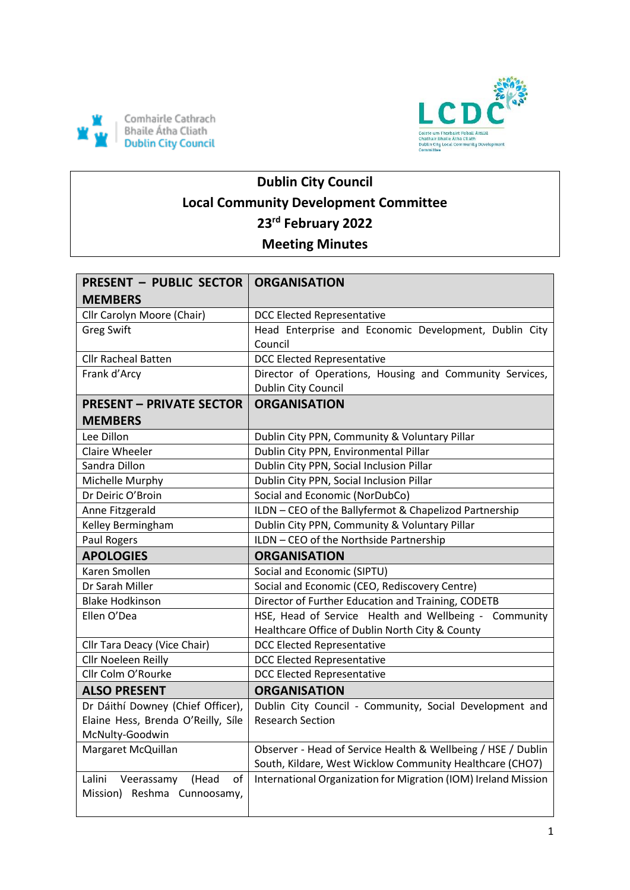# Dublin City Council
# Local Community Development Committee
# 23rd February 2022
# Meeting Minutes

| PRESENT – PUBLIC SECTOR MEMBERS | ORGANISATION |
|---|---|
| Cllr Carolyn Moore (Chair) | DCC Elected Representative |
| Greg Swift | Head Enterprise and Economic Development, Dublin City Council |
| Cllr Racheal Batten | DCC Elected Representative |
| Frank d'Arcy | Director of Operations, Housing and Community Services, Dublin City Council |
| **PRESENT – PRIVATE SECTOR MEMBERS** | **ORGANISATION** |
| Lee Dillon | Dublin City PPN, Community & Voluntary Pillar |
| Claire Wheeler | Dublin City PPN, Environmental Pillar |
| Sandra Dillon | Dublin City PPN, Social Inclusion Pillar |
| Michelle Murphy | Dublin City PPN, Social Inclusion Pillar |
| Dr Deiric O'Broin | Social and Economic (NorDubCo) |
| Anne Fitzgerald | ILDN – CEO of the Ballyfermot & Chapelizod Partnership |
| Kelley Bermingham | Dublin City PPN, Community & Voluntary Pillar |
| Paul Rogers | ILDN – CEO of the Northside Partnership |
| **APOLOGIES** | **ORGANISATION** |
| Karen Smollen | Social and Economic (SIPTU) |
| Dr Sarah Miller | Social and Economic (CEO, Rediscovery Centre) |
| Blake Hodkinson | Director of Further Education and Training, CODETB |
| Ellen O'Dea | HSE, Head of Service Health and Wellbeing - Community Healthcare Office of Dublin North City & County |
| Cllr Tara Deacy (Vice Chair) | DCC Elected Representative |
| Cllr Noeleen Reilly | DCC Elected Representative |
| Cllr Colm O'Rourke | DCC Elected Representative |
| **ALSO PRESENT** | **ORGANISATION** |
| Dr Dáithí Downey (Chief Officer), Elaine Hess, Brenda O'Reilly, Síle McNulty-Goodwin | Dublin City Council - Community, Social Development and Research Section |
| Margaret McQuillan | Observer - Head of Service Health & Wellbeing / HSE / Dublin South, Kildare, West Wicklow Community Healthcare (CHO7) |
| Lalini Veerassamy (Head of Mission) Reshma Cunnoosamy, | International Organization for Migration (IOM) Ireland Mission |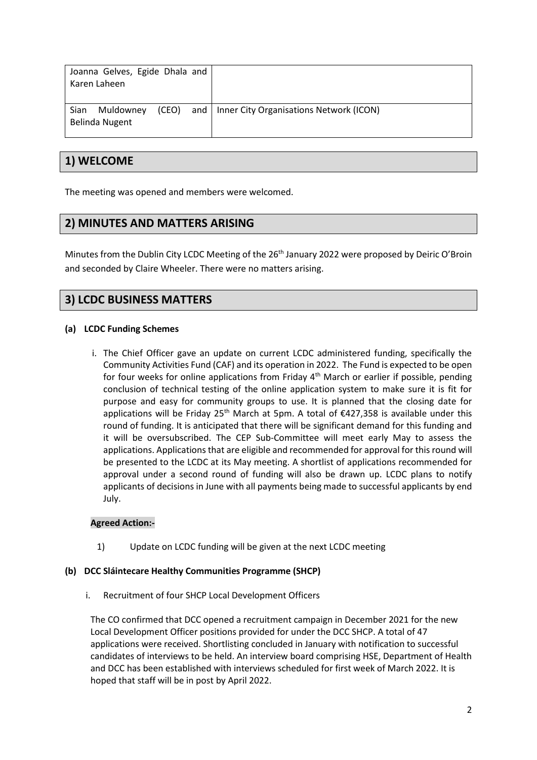| | |
|---|---|
| Joanna Gelves, Egide Dhala and Karen Laheen | |
| Sian Muldowney (CEO) and Belinda Nugent | Inner City Organisations Network (ICON) |

## 1) WELCOME

The meeting was opened and members were welcomed.

## 2) MINUTES AND MATTERS ARISING

Minutes from the Dublin City LCDC Meeting of the 26th January 2022 were proposed by Deiric O'Broin and seconded by Claire Wheeler. There were no matters arising.

## 3) LCDC BUSINESS MATTERS

### (a) LCDC Funding Schemes

i. The Chief Officer gave an update on current LCDC administered funding, specifically the Community Activities Fund (CAF) and its operation in 2022. The Fund is expected to be open for four weeks for online applications from Friday 4th March or earlier if possible, pending conclusion of technical testing of the online application system to make sure it is fit for purpose and easy for community groups to use. It is planned that the closing date for applications will be Friday 25th March at 5pm. A total of €427,358 is available under this round of funding. It is anticipated that there will be significant demand for this funding and it will be oversubscribed. The CEP Sub-Committee will meet early May to assess the applications. Applications that are eligible and recommended for approval for this round will be presented to the LCDC at its May meeting. A shortlist of applications recommended for approval under a second round of funding will also be drawn up. LCDC plans to notify applicants of decisions in June with all payments being made to successful applicants by end July.

**Agreed Action:-**

1) Update on LCDC funding will be given at the next LCDC meeting

### (b) DCC Sláintecare Healthy Communities Programme (SHCP)

i. Recruitment of four SHCP Local Development Officers

The CO confirmed that DCC opened a recruitment campaign in December 2021 for the new Local Development Officer positions provided for under the DCC SHCP. A total of 47 applications were received. Shortlisting concluded in January with notification to successful candidates of interviews to be held. An interview board comprising HSE, Department of Health and DCC has been established with interviews scheduled for first week of March 2022. It is hoped that staff will be in post by April 2022.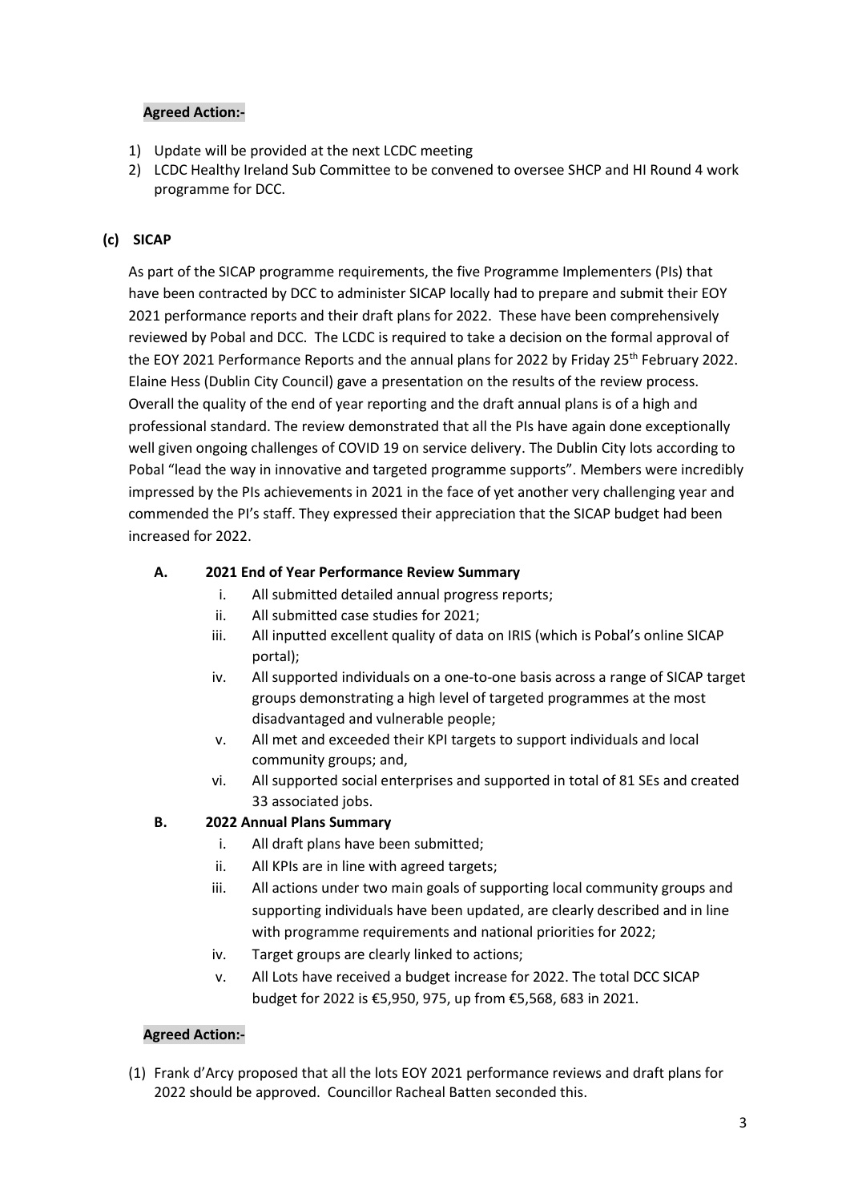**Agreed Action:-**

1) Update will be provided at the next LCDC meeting
2) LCDC Healthy Ireland Sub Committee to be convened to oversee SHCP and HI Round 4 work programme for DCC.

**(c) SICAP**

As part of the SICAP programme requirements, the five Programme Implementers (PIs) that have been contracted by DCC to administer SICAP locally had to prepare and submit their EOY 2021 performance reports and their draft plans for 2022. These have been comprehensively reviewed by Pobal and DCC. The LCDC is required to take a decision on the formal approval of the EOY 2021 Performance Reports and the annual plans for 2022 by Friday 25th February 2022. Elaine Hess (Dublin City Council) gave a presentation on the results of the review process. Overall the quality of the end of year reporting and the draft annual plans is of a high and professional standard. The review demonstrated that all the PIs have again done exceptionally well given ongoing challenges of COVID 19 on service delivery. The Dublin City lots according to Pobal "lead the way in innovative and targeted programme supports". Members were incredibly impressed by the PIs achievements in 2021 in the face of yet another very challenging year and commended the PI's staff. They expressed their appreciation that the SICAP budget had been increased for 2022.

**A. 2021 End of Year Performance Review Summary**

i. All submitted detailed annual progress reports;
ii. All submitted case studies for 2021;
iii. All inputted excellent quality of data on IRIS (which is Pobal's online SICAP portal);
iv. All supported individuals on a one-to-one basis across a range of SICAP target groups demonstrating a high level of targeted programmes at the most disadvantaged and vulnerable people;
v. All met and exceeded their KPI targets to support individuals and local community groups; and,
vi. All supported social enterprises and supported in total of 81 SEs and created 33 associated jobs.

**B. 2022 Annual Plans Summary**

i. All draft plans have been submitted;
ii. All KPIs are in line with agreed targets;
iii. All actions under two main goals of supporting local community groups and supporting individuals have been updated, are clearly described and in line with programme requirements and national priorities for 2022;
iv. Target groups are clearly linked to actions;
v. All Lots have received a budget increase for 2022. The total DCC SICAP budget for 2022 is €5,950, 975, up from €5,568, 683 in 2021.

**Agreed Action:-**

(1) Frank d'Arcy proposed that all the lots EOY 2021 performance reviews and draft plans for 2022 should be approved. Councillor Racheal Batten seconded this.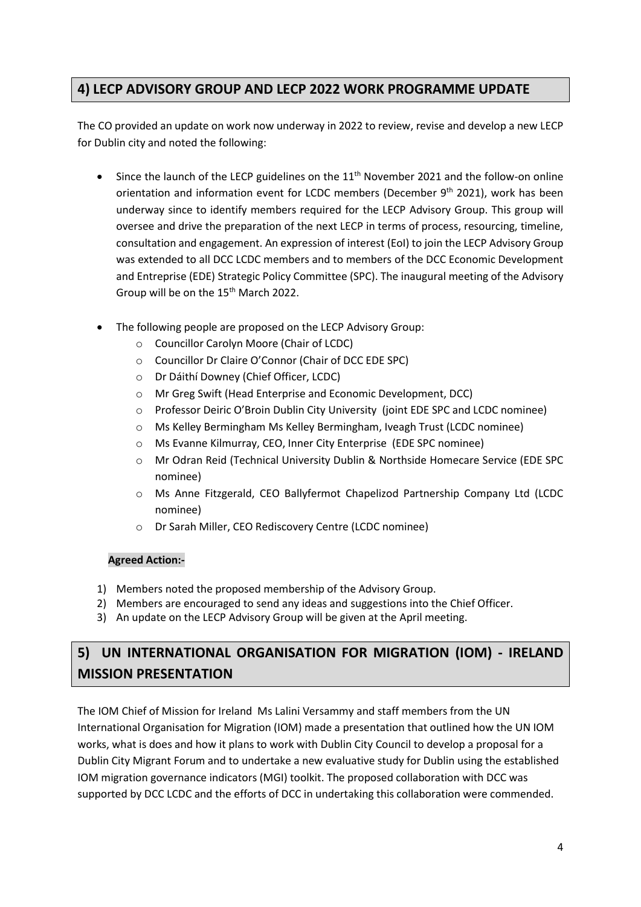## 4) LECP ADVISORY GROUP AND LECP 2022 WORK PROGRAMME UPDATE

The CO provided an update on work now underway in 2022 to review, revise and develop a new LECP for Dublin city and noted the following:

- Since the launch of the LECP guidelines on the 11th November 2021 and the follow-on online orientation and information event for LCDC members (December 9th 2021), work has been underway since to identify members required for the LECP Advisory Group. This group will oversee and drive the preparation of the next LECP in terms of process, resourcing, timeline, consultation and engagement. An expression of interest (EoI) to join the LECP Advisory Group was extended to all DCC LCDC members and to members of the DCC Economic Development and Entreprise (EDE) Strategic Policy Committee (SPC). The inaugural meeting of the Advisory Group will be on the 15th March 2022.

- The following people are proposed on the LECP Advisory Group:
  - Councillor Carolyn Moore (Chair of LCDC)
  - Councillor Dr Claire O'Connor (Chair of DCC EDE SPC)
  - Dr Dáithí Downey (Chief Officer, LCDC)
  - Mr Greg Swift (Head Enterprise and Economic Development, DCC)
  - Professor Deiric O'Broin Dublin City University (joint EDE SPC and LCDC nominee)
  - Ms Kelley Bermingham Ms Kelley Bermingham, Iveagh Trust (LCDC nominee)
  - Ms Evanne Kilmurray, CEO, Inner City Enterprise (EDE SPC nominee)
  - Mr Odran Reid (Technical University Dublin & Northside Homecare Service (EDE SPC nominee)
  - Ms Anne Fitzgerald, CEO Ballyfermot Chapelizod Partnership Company Ltd (LCDC nominee)
  - Dr Sarah Miller, CEO Rediscovery Centre (LCDC nominee)

**Agreed Action:-**

1) Members noted the proposed membership of the Advisory Group.
2) Members are encouraged to send any ideas and suggestions into the Chief Officer.
3) An update on the LECP Advisory Group will be given at the April meeting.

## 5) UN INTERNATIONAL ORGANISATION FOR MIGRATION (IOM) - IRELAND MISSION PRESENTATION

The IOM Chief of Mission for Ireland Ms Lalini Versammy and staff members from the UN International Organisation for Migration (IOM) made a presentation that outlined how the UN IOM works, what is does and how it plans to work with Dublin City Council to develop a proposal for a Dublin City Migrant Forum and to undertake a new evaluative study for Dublin using the established IOM migration governance indicators (MGI) toolkit. The proposed collaboration with DCC was supported by DCC LCDC and the efforts of DCC in undertaking this collaboration were commended.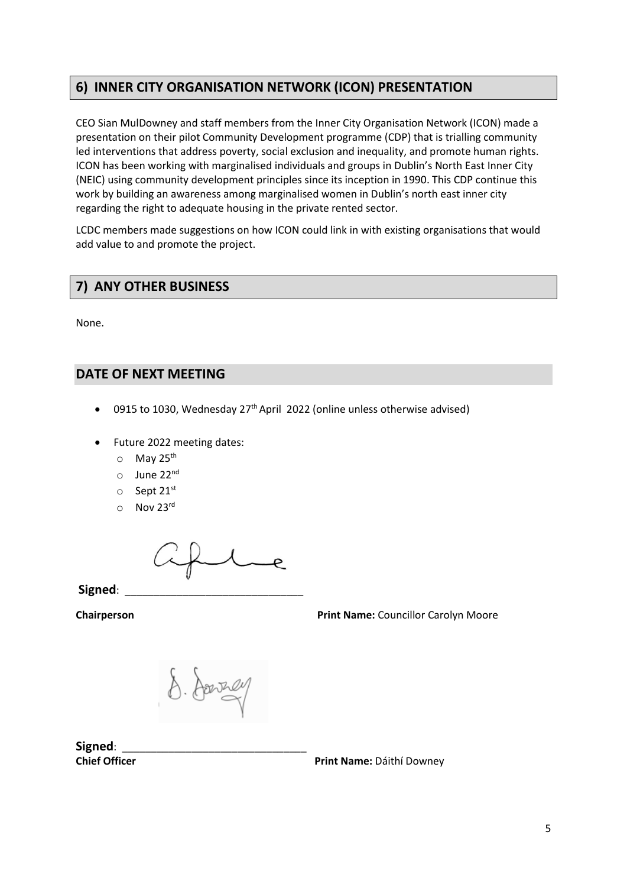## 6) INNER CITY ORGANISATION NETWORK (ICON) PRESENTATION

CEO Sian MulDowney and staff members from the Inner City Organisation Network (ICON) made a presentation on their pilot Community Development programme (CDP) that is trialling community led interventions that address poverty, social exclusion and inequality, and promote human rights. ICON has been working with marginalised individuals and groups in Dublin's North East Inner City (NEIC) using community development principles since its inception in 1990. This CDP continue this work by building an awareness among marginalised women in Dublin's north east inner city regarding the right to adequate housing in the private rented sector.

LCDC members made suggestions on how ICON could link in with existing organisations that would add value to and promote the project.

## 7) ANY OTHER BUSINESS

None.

## DATE OF NEXT MEETING

- 0915 to 1030, Wednesday 27th April 2022 (online unless otherwise advised)

- Future 2022 meeting dates:
  - May 25th
  - June 22nd
  - Sept 21st
  - Nov 23rd

**Signed**: ______________________________

**Chairperson** **Print Name:** Councillor Carolyn Moore

**Signed**: ______________________________

**Chief Officer** **Print Name:** Dáithí Downey